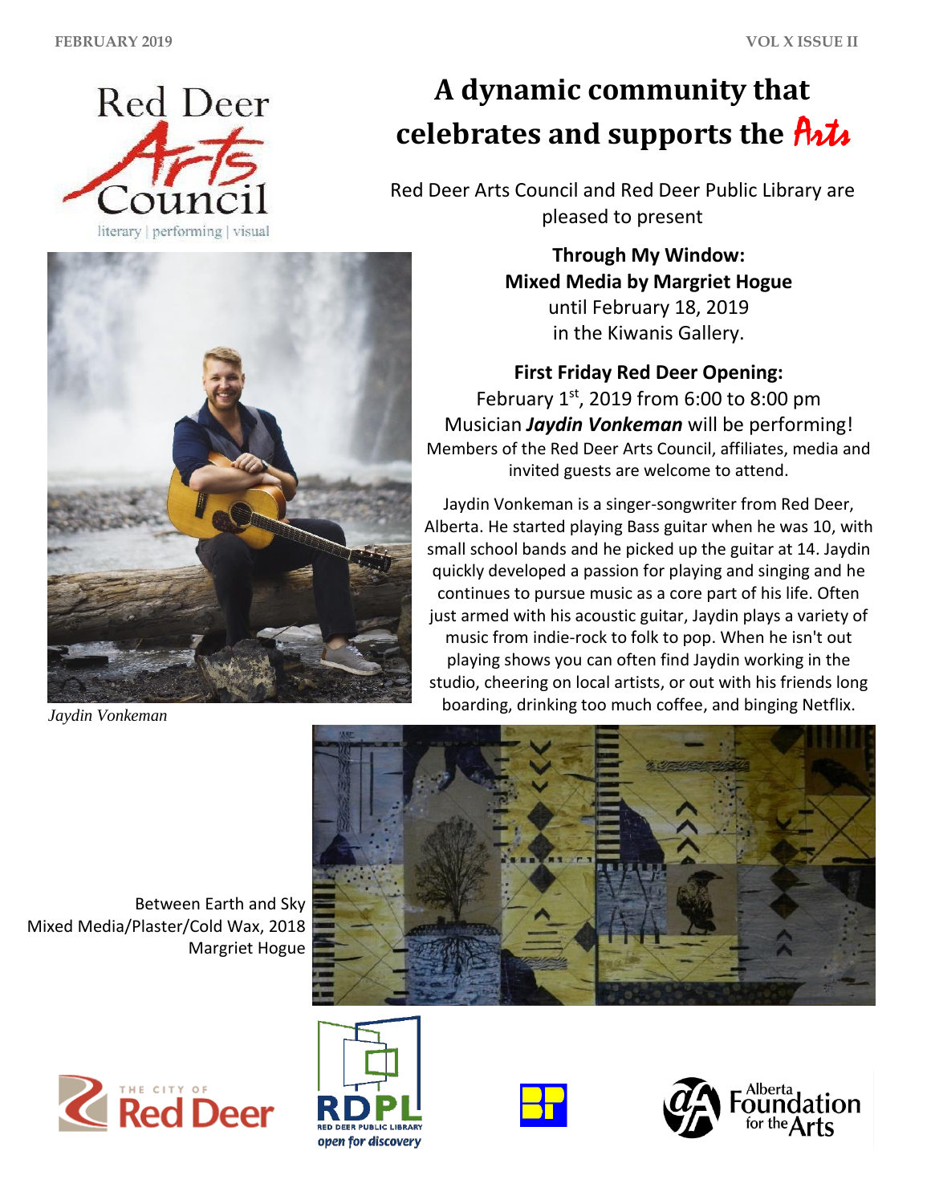# A dynamic community that celebrates and supports the Arts

Red Deer Arts Council and Red Deer Public Library are pleased to present

**Through My Window: Mixed Media by Margriet Hogue**
until February 18, 2019
in the Kiwanis Gallery.

**First Friday Red Deer Opening:**
February 1st, 2019 from 6:00 to 8:00 pm
Musician ***Jaydin Vonkeman*** will be performing!
Members of the Red Deer Arts Council, affiliates, media and invited guests are welcome to attend.

Jaydin Vonkeman is a singer-songwriter from Red Deer, Alberta. He started playing Bass guitar when he was 10, with small school bands and he picked up the guitar at 14. Jaydin quickly developed a passion for playing and singing and he continues to pursue music as a core part of his life. Often just armed with his acoustic guitar, Jaydin plays a variety of music from indie-rock to folk to pop. When he isn't out playing shows you can often find Jaydin working in the studio, cheering on local artists, or out with his friends long boarding, drinking too much coffee, and binging Netflix.

*Jaydin Vonkeman*

Between Earth and Sky
Mixed Media/Plaster/Cold Wax, 2018
Margriet Hogue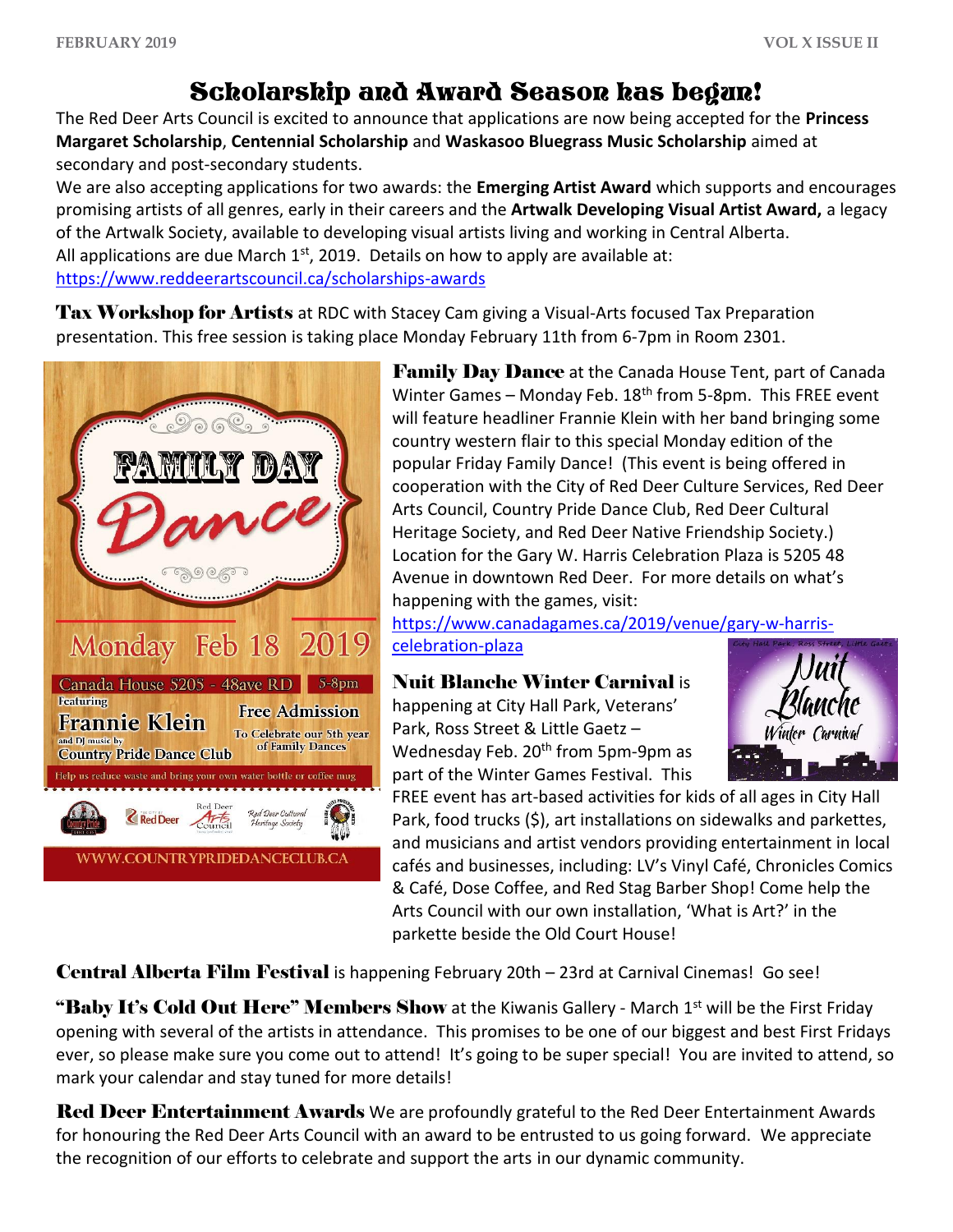# Scholarship and Award Season has begun!

The Red Deer Arts Council is excited to announce that applications are now being accepted for the **Princess Margaret Scholarship**, **Centennial Scholarship** and **Waskasoo Bluegrass Music Scholarship** aimed at secondary and post-secondary students.

We are also accepting applications for two awards: the **Emerging Artist Award** which supports and encourages promising artists of all genres, early in their careers and the **Artwalk Developing Visual Artist Award,** a legacy of the Artwalk Society, available to developing visual artists living and working in Central Alberta.

All applications are due March 1st, 2019. Details on how to apply are available at: https://www.reddeerartscouncil.ca/scholarships-awards

**Tax Workshop for Artists** at RDC with Stacey Cam giving a Visual-Arts focused Tax Preparation presentation. This free session is taking place Monday February 11th from 6-7pm in Room 2301.

FAMILY DAY Dance

Monday Feb 18 2019

Canada House 5205 - 48ave RD 5-8pm

Featuring Frannie Klein and DJ music by Country Pride Dance Club

Free Admission

To Celebrate our 5th year of Family Dances

Help us reduce waste and bring your own water bottle or coffee mug

WWW.COUNTRYPRIDEDANCECLUB.CA

**Family Day Dance** at the Canada House Tent, part of Canada Winter Games – Monday Feb. 18th from 5-8pm. This FREE event will feature headliner Frannie Klein with her band bringing some country western flair to this special Monday edition of the popular Friday Family Dance! (This event is being offered in cooperation with the City of Red Deer Culture Services, Red Deer Arts Council, Country Pride Dance Club, Red Deer Cultural Heritage Society, and Red Deer Native Friendship Society.) Location for the Gary W. Harris Celebration Plaza is 5205 48 Avenue in downtown Red Deer. For more details on what's happening with the games, visit: https://www.canadagames.ca/2019/venue/gary-w-harris-celebration-plaza

**Nuit Blanche Winter Carnival** is happening at City Hall Park, Veterans' Park, Ross Street & Little Gaetz – Wednesday Feb. 20th from 5pm-9pm as part of the Winter Games Festival. This FREE event has art-based activities for kids of all ages in City Hall Park, food trucks ($), art installations on sidewalks and parkettes, and musicians and artist vendors providing entertainment in local cafés and businesses, including: LV's Vinyl Café, Chronicles Comics & Café, Dose Coffee, and Red Stag Barber Shop! Come help the Arts Council with our own installation, 'What is Art?' in the parkette beside the Old Court House!

**Central Alberta Film Festival** is happening February 20th – 23rd at Carnival Cinemas! Go see!

**"Baby It's Cold Out Here" Members Show** at the Kiwanis Gallery - March 1st will be the First Friday opening with several of the artists in attendance. This promises to be one of our biggest and best First Fridays ever, so please make sure you come out to attend! It's going to be super special! You are invited to attend, so mark your calendar and stay tuned for more details!

**Red Deer Entertainment Awards** We are profoundly grateful to the Red Deer Entertainment Awards for honouring the Red Deer Arts Council with an award to be entrusted to us going forward. We appreciate the recognition of our efforts to celebrate and support the arts in our dynamic community.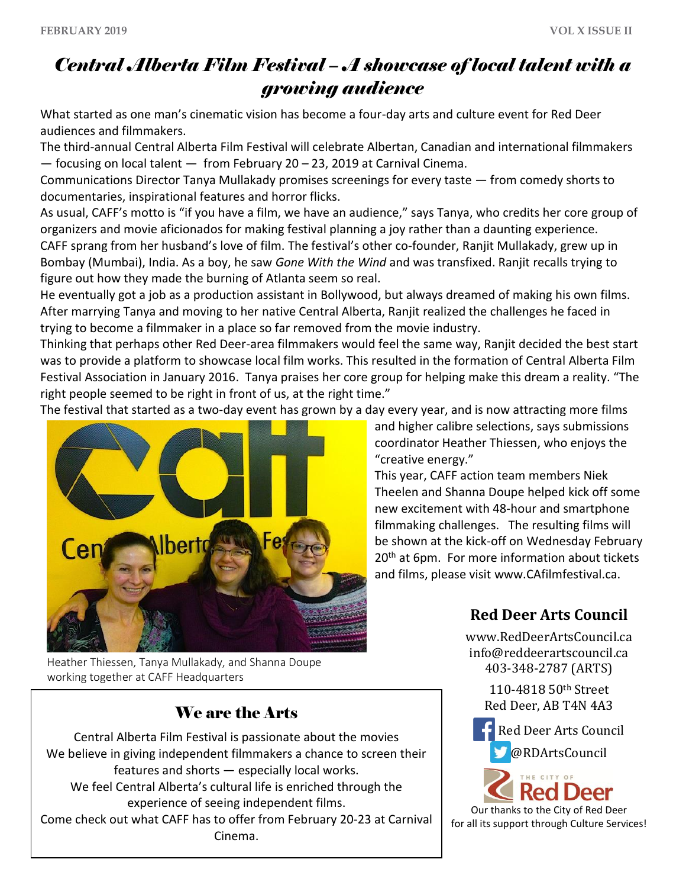# *Central Alberta Film Festival – A showcase of local talent with a growing audience*

What started as one man's cinematic vision has become a four-day arts and culture event for Red Deer audiences and filmmakers.

The third-annual Central Alberta Film Festival will celebrate Albertan, Canadian and international filmmakers — focusing on local talent — from February 20 – 23, 2019 at Carnival Cinema.

Communications Director Tanya Mullakady promises screenings for every taste — from comedy shorts to documentaries, inspirational features and horror flicks.

As usual, CAFF's motto is "if you have a film, we have an audience," says Tanya, who credits her core group of organizers and movie aficionados for making festival planning a joy rather than a daunting experience.

CAFF sprang from her husband's love of film. The festival's other co-founder, Ranjit Mullakady, grew up in Bombay (Mumbai), India. As a boy, he saw *Gone With the Wind* and was transfixed. Ranjit recalls trying to figure out how they made the burning of Atlanta seem so real.

He eventually got a job as a production assistant in Bollywood, but always dreamed of making his own films. After marrying Tanya and moving to her native Central Alberta, Ranjit realized the challenges he faced in trying to become a filmmaker in a place so far removed from the movie industry.

Thinking that perhaps other Red Deer-area filmmakers would feel the same way, Ranjit decided the best start was to provide a platform to showcase local film works. This resulted in the formation of Central Alberta Film Festival Association in January 2016. Tanya praises her core group for helping make this dream a reality. "The right people seemed to be right in front of us, at the right time."

The festival that started as a two-day event has grown by a day every year, and is now attracting more films and higher calibre selections, says submissions coordinator Heather Thiessen, who enjoys the "creative energy."

This year, CAFF action team members Niek Theelen and Shanna Doupe helped kick off some new excitement with 48-hour and smartphone filmmaking challenges. The resulting films will be shown at the kick-off on Wednesday February 20th at 6pm. For more information about tickets and films, please visit www.CAfilmfestival.ca.

Heather Thiessen, Tanya Mullakady, and Shanna Doupe working together at CAFF Headquarters

## We are the Arts

Central Alberta Film Festival is passionate about the movies
We believe in giving independent filmmakers a chance to screen their features and shorts — especially local works.
We feel Central Alberta's cultural life is enriched through the experience of seeing independent films.
Come check out what CAFF has to offer from February 20-23 at Carnival Cinema.

## Red Deer Arts Council

www.RedDeerArtsCouncil.ca
info@reddeerartscouncil.ca
403-348-2787 (ARTS)

110-4818 50th Street
Red Deer, AB T4N 4A3

Red Deer Arts Council
@RDArtsCouncil

Our thanks to the City of Red Deer for all its support through Culture Services!